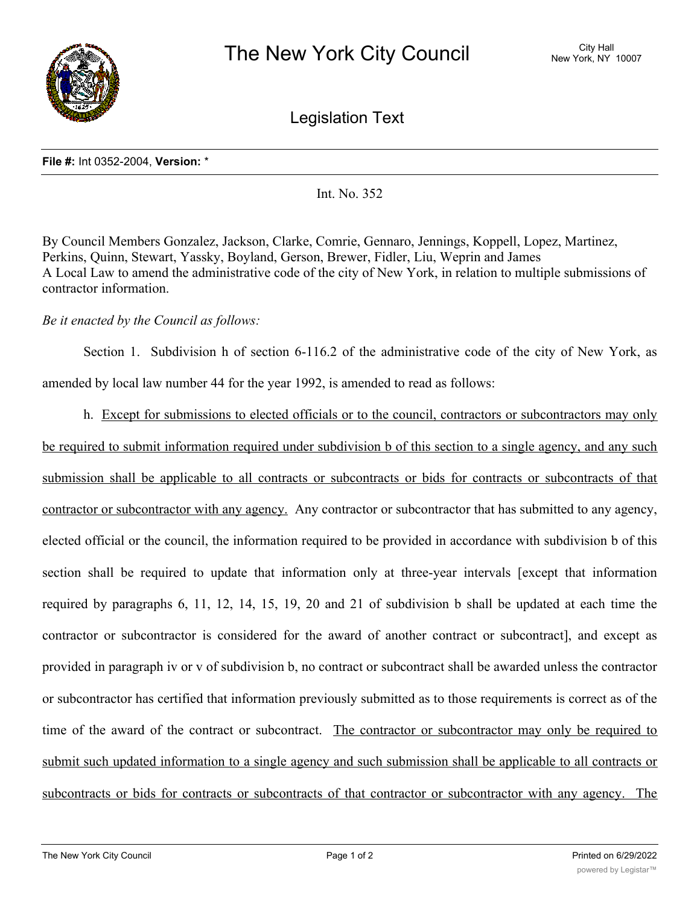# The New York City Council

City Hall
New York, NY 10007

## Legislation Text

**File #:** Int 0352-2004, **Version:** *

Int. No. 352

By Council Members Gonzalez, Jackson, Clarke, Comrie, Gennaro, Jennings, Koppell, Lopez, Martinez, Perkins, Quinn, Stewart, Yassky, Boyland, Gerson, Brewer, Fidler, Liu, Weprin and James

A Local Law to amend the administrative code of the city of New York, in relation to multiple submissions of contractor information.

*Be it enacted by the Council as follows:*

Section 1. Subdivision h of section 6-116.2 of the administrative code of the city of New York, as amended by local law number 44 for the year 1992, is amended to read as follows:

h. <u>Except for submissions to elected officials or to the council, contractors or subcontractors may only be required to submit information required under subdivision b of this section to a single agency, and any such submission shall be applicable to all contracts or subcontracts or bids for contracts or subcontracts of that contractor or subcontractor with any agency.</u> Any contractor or subcontractor that has submitted to any agency, elected official or the council, the information required to be provided in accordance with subdivision b of this section shall be required to update that information only at three-year intervals [except that information required by paragraphs 6, 11, 12, 14, 15, 19, 20 and 21 of subdivision b shall be updated at each time the contractor or subcontractor is considered for the award of another contract or subcontract], and except as provided in paragraph iv or v of subdivision b, no contract or subcontract shall be awarded unless the contractor or subcontractor has certified that information previously submitted as to those requirements is correct as of the time of the award of the contract or subcontract. <u>The contractor or subcontractor may only be required to submit such updated information to a single agency and such submission shall be applicable to all contracts or subcontracts or bids for contracts or subcontracts of that contractor or subcontractor with any agency. The</u>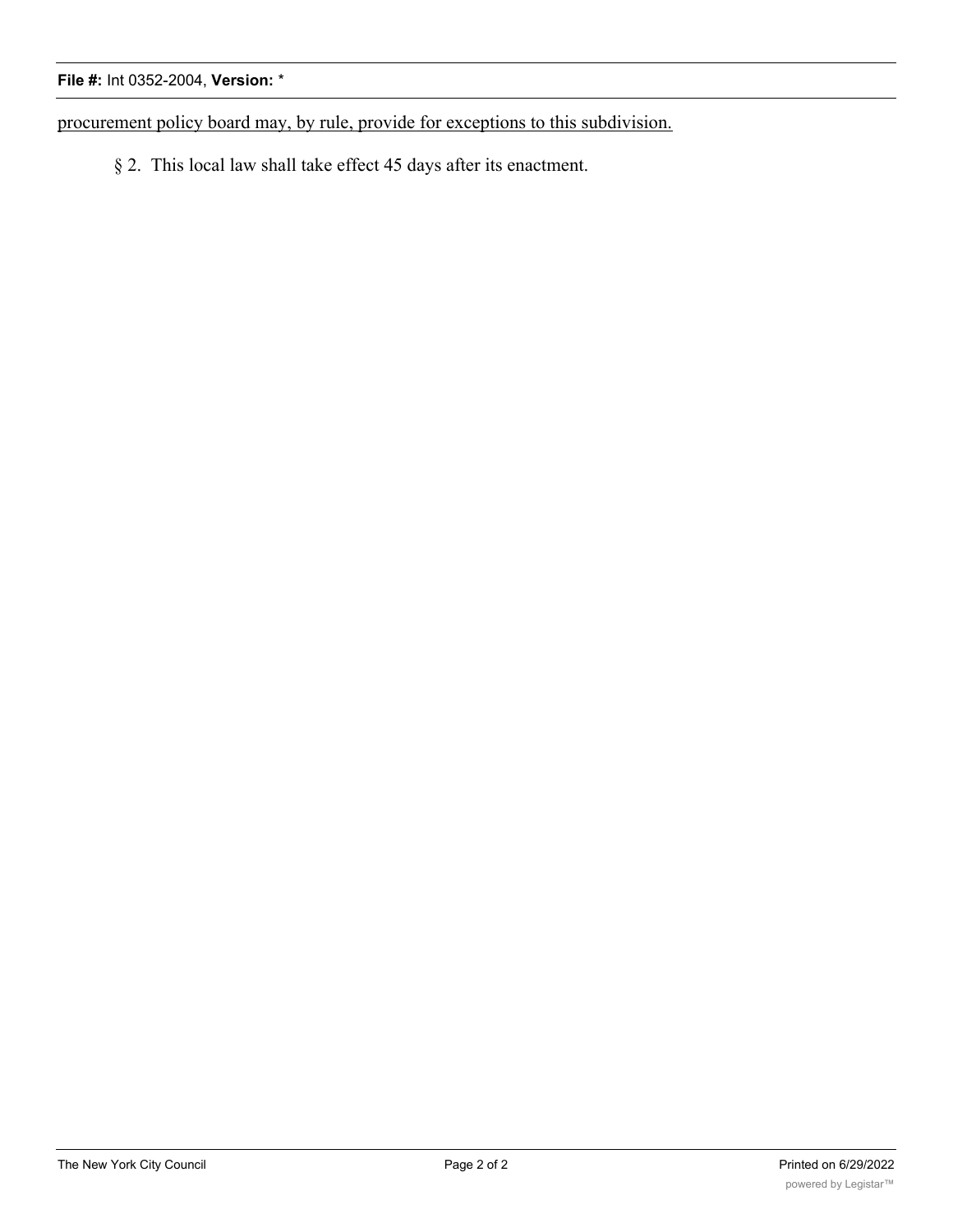<u>procurement policy board may, by rule, provide for exceptions to this subdivision.</u>

§ 2. This local law shall take effect 45 days after its enactment.